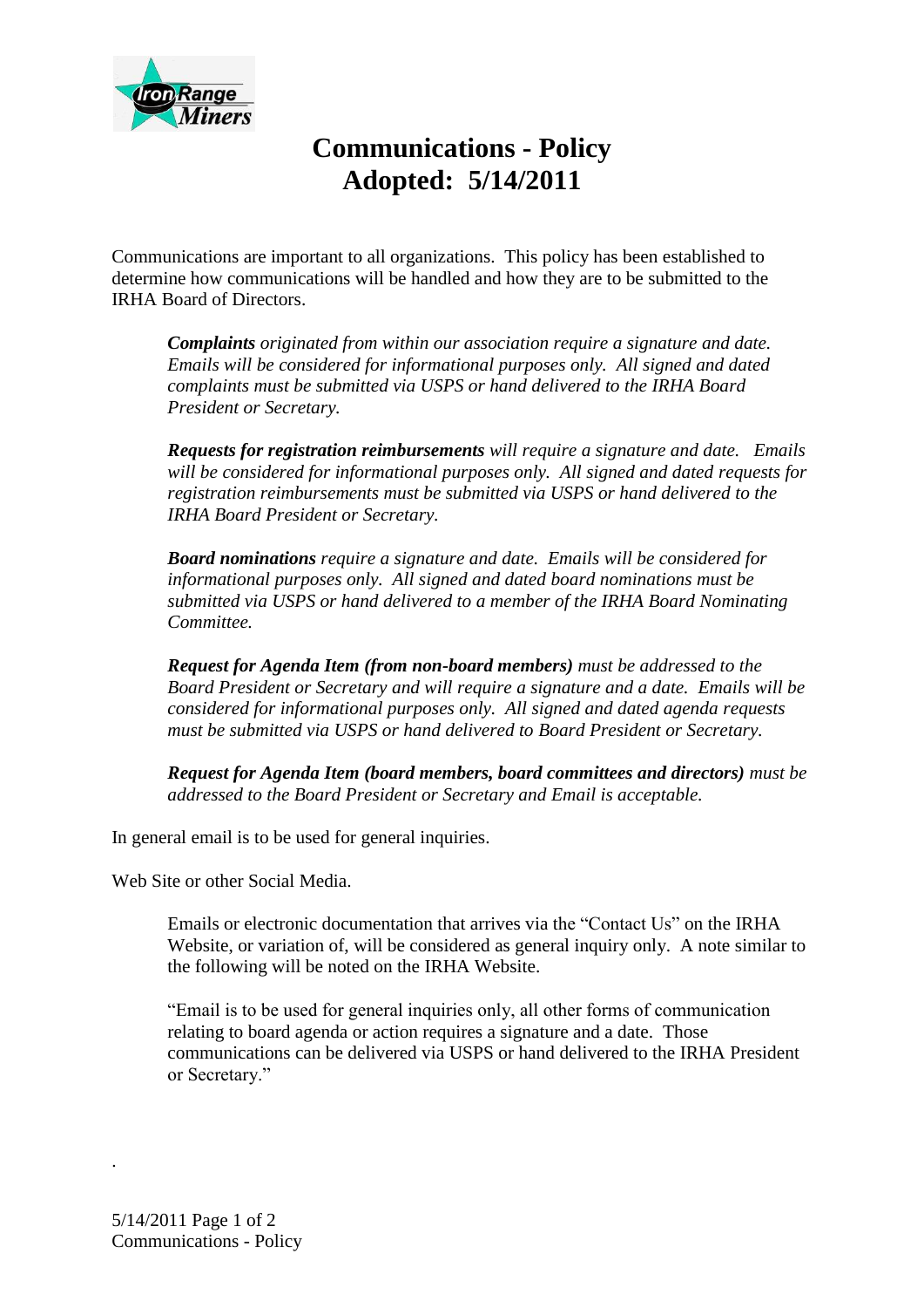# Communications - Policy
# Adopted: 5/14/2011

Communications are important to all organizations. This policy has been established to determine how communications will be handled and how they are to be submitted to the IRHA Board of Directors.

> ***Complaints*** *originated from within our association require a signature and date. Emails will be considered for informational purposes only. All signed and dated complaints must be submitted via USPS or hand delivered to the IRHA Board President or Secretary.*
>
> ***Requests for registration reimbursements*** *will require a signature and date. Emails will be considered for informational purposes only. All signed and dated requests for registration reimbursements must be submitted via USPS or hand delivered to the IRHA Board President or Secretary.*
>
> ***Board nominations*** *require a signature and date. Emails will be considered for informational purposes only. All signed and dated board nominations must be submitted via USPS or hand delivered to a member of the IRHA Board Nominating Committee.*
>
> ***Request for Agenda Item (from non-board members)*** *must be addressed to the Board President or Secretary and will require a signature and a date. Emails will be considered for informational purposes only. All signed and dated agenda requests must be submitted via USPS or hand delivered to Board President or Secretary.*
>
> ***Request for Agenda Item (board members, board committees and directors)*** *must be addressed to the Board President or Secretary and Email is acceptable.*

In general email is to be used for general inquiries.

Web Site or other Social Media.

> Emails or electronic documentation that arrives via the "Contact Us" on the IRHA Website, or variation of, will be considered as general inquiry only. A note similar to the following will be noted on the IRHA Website.
>
> "Email is to be used for general inquiries only, all other forms of communication relating to board agenda or action requires a signature and a date. Those communications can be delivered via USPS or hand delivered to the IRHA President or Secretary."

.